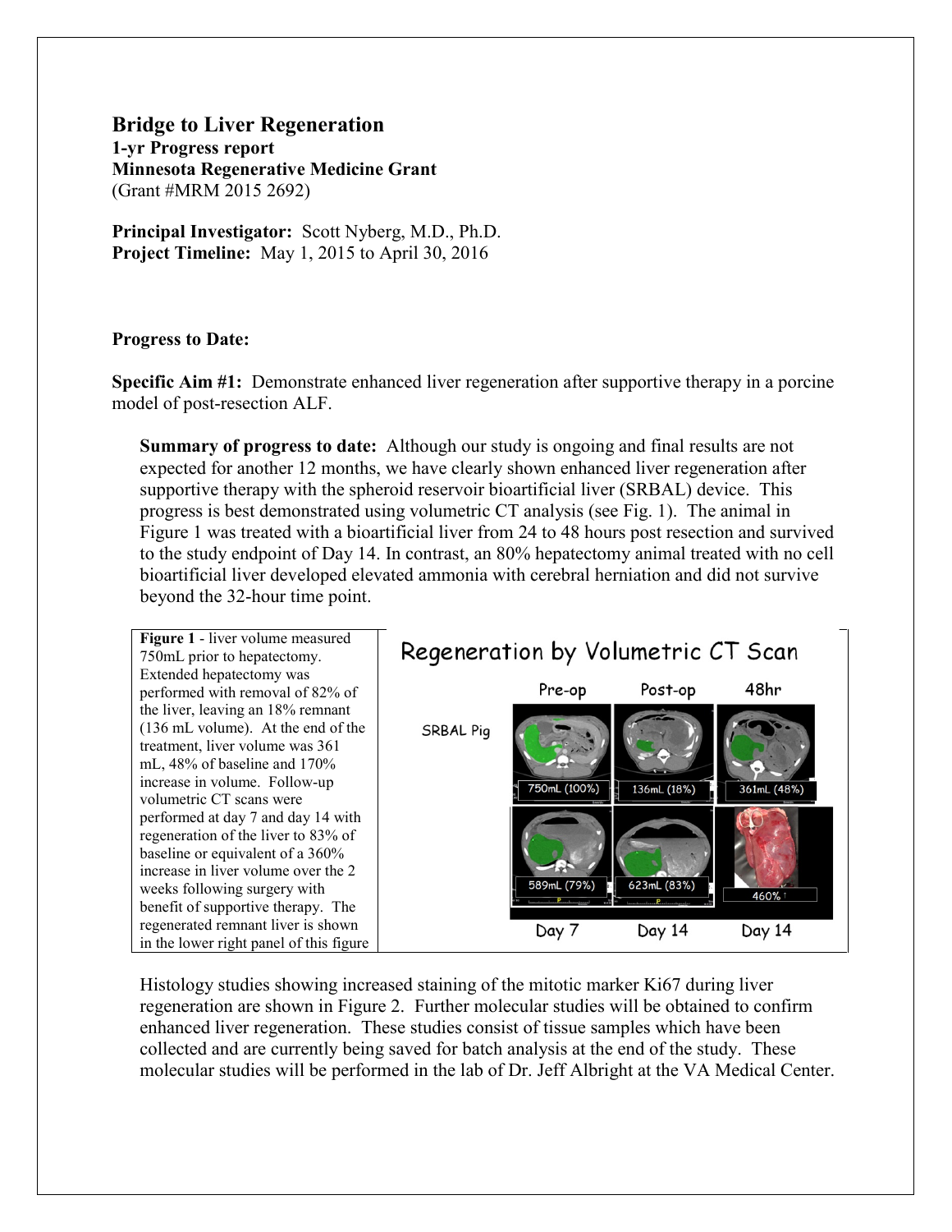# Bridge to Liver Regeneration

**1-yr Progress report**
**Minnesota Regenerative Medicine Grant**
(Grant #MRM 2015 2692)

**Principal Investigator:** Scott Nyberg, M.D., Ph.D.
**Project Timeline:** May 1, 2015 to April 30, 2016

**Progress to Date:**

**Specific Aim #1:** Demonstrate enhanced liver regeneration after supportive therapy in a porcine model of post-resection ALF.

**Summary of progress to date:** Although our study is ongoing and final results are not expected for another 12 months, we have clearly shown enhanced liver regeneration after supportive therapy with the spheroid reservoir bioartificial liver (SRBAL) device. This progress is best demonstrated using volumetric CT analysis (see Fig. 1). The animal in Figure 1 was treated with a bioartificial liver from 24 to 48 hours post resection and survived to the study endpoint of Day 14. In contrast, an 80% hepatectomy animal treated with no cell bioartificial liver developed elevated ammonia with cerebral herniation and did not survive beyond the 32-hour time point.

**Figure 1** - liver volume measured 750mL prior to hepatectomy. Extended hepatectomy was performed with removal of 82% of the liver, leaving an 18% remnant (136 mL volume). At the end of the treatment, liver volume was 361 mL, 48% of baseline and 170% increase in volume. Follow-up volumetric CT scans were performed at day 7 and day 14 with regeneration of the liver to 83% of baseline or equivalent of a 360% increase in liver volume over the 2 weeks following surgery with benefit of supportive therapy. The regenerated remnant liver is shown in the lower right panel of this figure

Histology studies showing increased staining of the mitotic marker Ki67 during liver regeneration are shown in Figure 2. Further molecular studies will be obtained to confirm enhanced liver regeneration. These studies consist of tissue samples which have been collected and are currently being saved for batch analysis at the end of the study. These molecular studies will be performed in the lab of Dr. Jeff Albright at the VA Medical Center.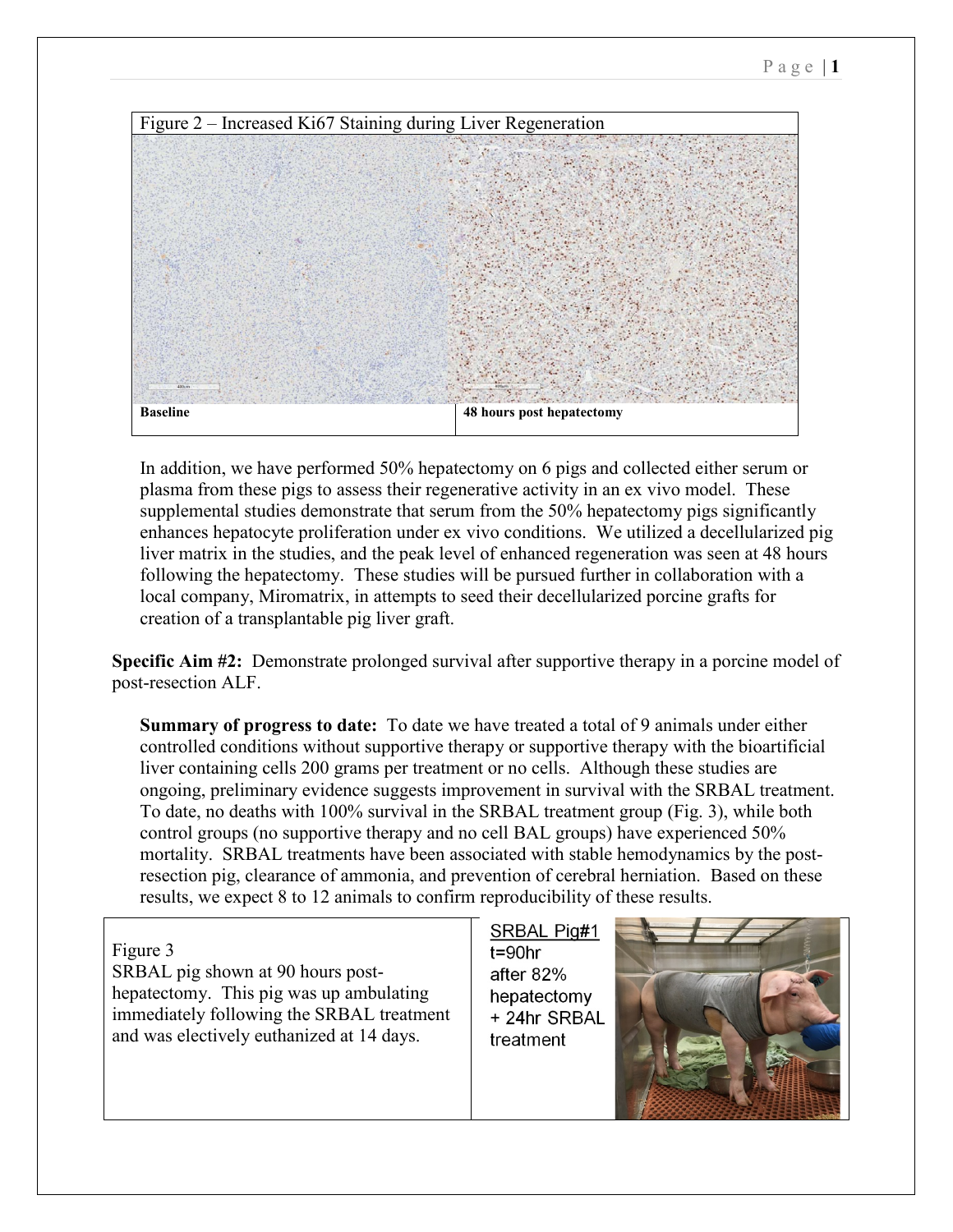Figure 2 – Increased Ki67 Staining during Liver Regeneration

| **Baseline** | **48 hours post hepatectomy** |
| --- | --- |

In addition, we have performed 50% hepatectomy on 6 pigs and collected either serum or plasma from these pigs to assess their regenerative activity in an ex vivo model. These supplemental studies demonstrate that serum from the 50% hepatectomy pigs significantly enhances hepatocyte proliferation under ex vivo conditions. We utilized a decellularized pig liver matrix in the studies, and the peak level of enhanced regeneration was seen at 48 hours following the hepatectomy. These studies will be pursued further in collaboration with a local company, Miromatrix, in attempts to seed their decellularized porcine grafts for creation of a transplantable pig liver graft.

**Specific Aim #2:** Demonstrate prolonged survival after supportive therapy in a porcine model of post-resection ALF.

**Summary of progress to date:** To date we have treated a total of 9 animals under either controlled conditions without supportive therapy or supportive therapy with the bioartificial liver containing cells 200 grams per treatment or no cells. Although these studies are ongoing, preliminary evidence suggests improvement in survival with the SRBAL treatment. To date, no deaths with 100% survival in the SRBAL treatment group (Fig. 3), while both control groups (no supportive therapy and no cell BAL groups) have experienced 50% mortality. SRBAL treatments have been associated with stable hemodynamics by the post-resection pig, clearance of ammonia, and prevention of cerebral herniation. Based on these results, we expect 8 to 12 animals to confirm reproducibility of these results.

Figure 3
SRBAL pig shown at 90 hours post-hepatectomy. This pig was up ambulating immediately following the SRBAL treatment and was electively euthanized at 14 days.

SRBAL Pig#1
t=90hr
after 82% hepatectomy
+ 24hr SRBAL treatment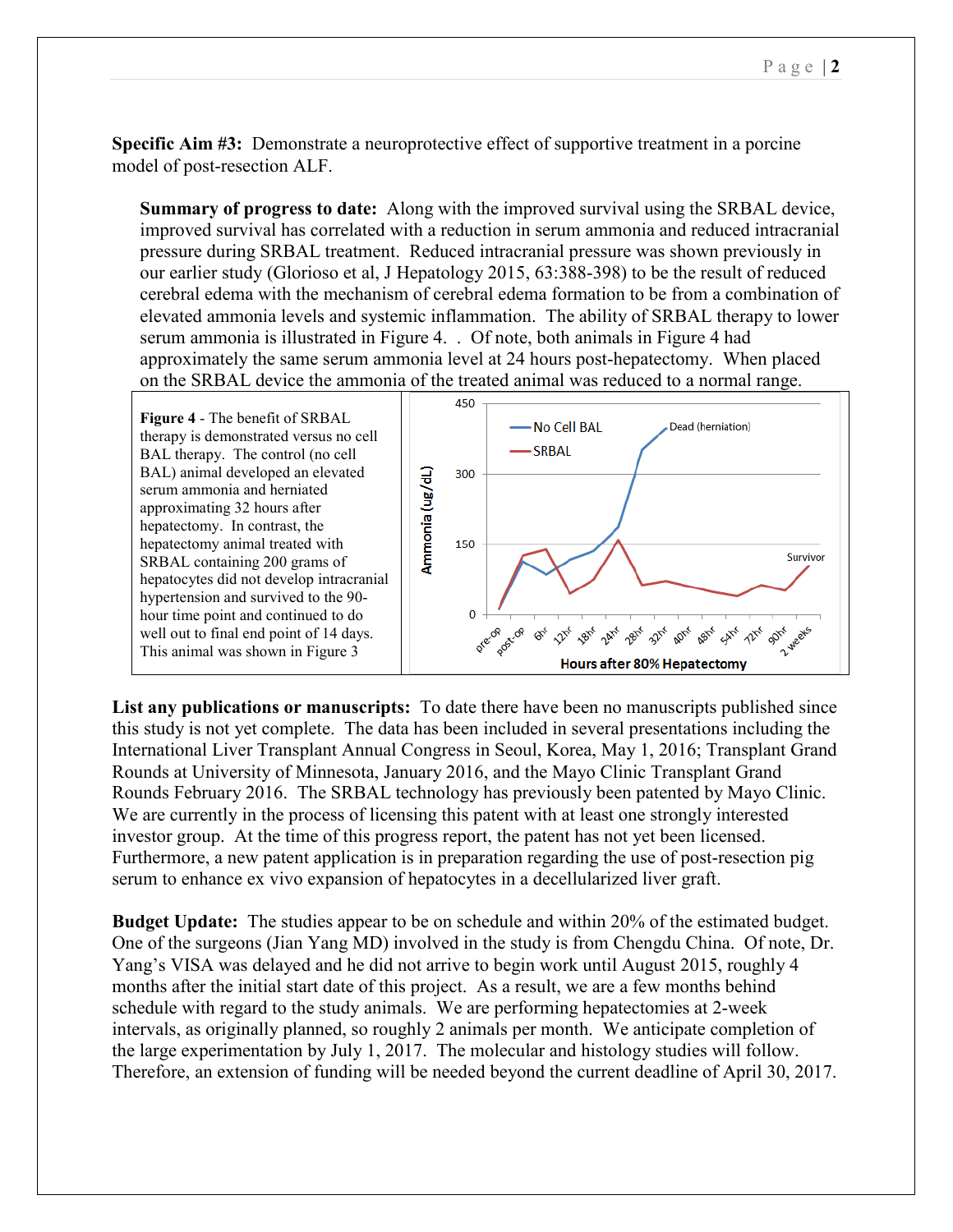**Specific Aim #3:** Demonstrate a neuroprotective effect of supportive treatment in a porcine model of post-resection ALF.

**Summary of progress to date:** Along with the improved survival using the SRBAL device, improved survival has correlated with a reduction in serum ammonia and reduced intracranial pressure during SRBAL treatment. Reduced intracranial pressure was shown previously in our earlier study (Glorioso et al, J Hepatology 2015, 63:388-398) to be the result of reduced cerebral edema with the mechanism of cerebral edema formation to be from a combination of elevated ammonia levels and systemic inflammation. The ability of SRBAL therapy to lower serum ammonia is illustrated in Figure 4. . Of note, both animals in Figure 4 had approximately the same serum ammonia level at 24 hours post-hepatectomy. When placed on the SRBAL device the ammonia of the treated animal was reduced to a normal range.

**Figure 4** - The benefit of SRBAL therapy is demonstrated versus no cell BAL therapy. The control (no cell BAL) animal developed an elevated serum ammonia and herniated approximating 32 hours after hepatectomy. In contrast, the hepatectomy animal treated with SRBAL containing 200 grams of hepatocytes did not develop intracranial hypertension and survived to the 90-hour time point and continued to do well out to final end point of 14 days. This animal was shown in Figure 3

**List any publications or manuscripts:** To date there have been no manuscripts published since this study is not yet complete. The data has been included in several presentations including the International Liver Transplant Annual Congress in Seoul, Korea, May 1, 2016; Transplant Grand Rounds at University of Minnesota, January 2016, and the Mayo Clinic Transplant Grand Rounds February 2016. The SRBAL technology has previously been patented by Mayo Clinic. We are currently in the process of licensing this patent with at least one strongly interested investor group. At the time of this progress report, the patent has not yet been licensed. Furthermore, a new patent application is in preparation regarding the use of post-resection pig serum to enhance ex vivo expansion of hepatocytes in a decellularized liver graft.

**Budget Update:** The studies appear to be on schedule and within 20% of the estimated budget. One of the surgeons (Jian Yang MD) involved in the study is from Chengdu China. Of note, Dr. Yang's VISA was delayed and he did not arrive to begin work until August 2015, roughly 4 months after the initial start date of this project. As a result, we are a few months behind schedule with regard to the study animals. We are performing hepatectomies at 2-week intervals, as originally planned, so roughly 2 animals per month. We anticipate completion of the large experimentation by July 1, 2017. The molecular and histology studies will follow. Therefore, an extension of funding will be needed beyond the current deadline of April 30, 2017.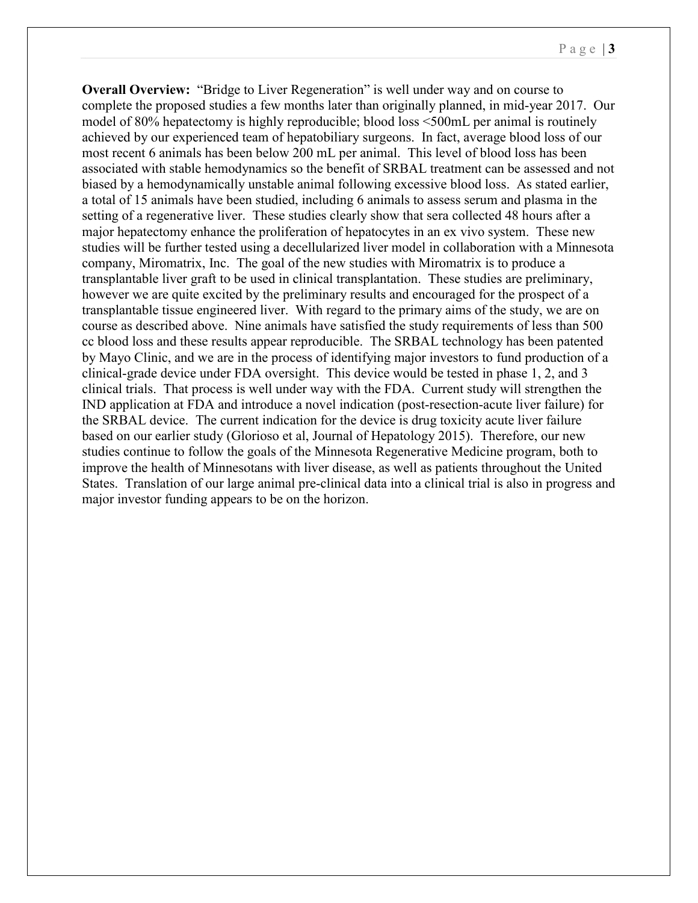**Overall Overview:** "Bridge to Liver Regeneration" is well under way and on course to complete the proposed studies a few months later than originally planned, in mid-year 2017. Our model of 80% hepatectomy is highly reproducible; blood loss <500mL per animal is routinely achieved by our experienced team of hepatobiliary surgeons. In fact, average blood loss of our most recent 6 animals has been below 200 mL per animal. This level of blood loss has been associated with stable hemodynamics so the benefit of SRBAL treatment can be assessed and not biased by a hemodynamically unstable animal following excessive blood loss. As stated earlier, a total of 15 animals have been studied, including 6 animals to assess serum and plasma in the setting of a regenerative liver. These studies clearly show that sera collected 48 hours after a major hepatectomy enhance the proliferation of hepatocytes in an ex vivo system. These new studies will be further tested using a decellularized liver model in collaboration with a Minnesota company, Miromatrix, Inc. The goal of the new studies with Miromatrix is to produce a transplantable liver graft to be used in clinical transplantation. These studies are preliminary, however we are quite excited by the preliminary results and encouraged for the prospect of a transplantable tissue engineered liver. With regard to the primary aims of the study, we are on course as described above. Nine animals have satisfied the study requirements of less than 500 cc blood loss and these results appear reproducible. The SRBAL technology has been patented by Mayo Clinic, and we are in the process of identifying major investors to fund production of a clinical-grade device under FDA oversight. This device would be tested in phase 1, 2, and 3 clinical trials. That process is well under way with the FDA. Current study will strengthen the IND application at FDA and introduce a novel indication (post-resection-acute liver failure) for the SRBAL device. The current indication for the device is drug toxicity acute liver failure based on our earlier study (Glorioso et al, Journal of Hepatology 2015). Therefore, our new studies continue to follow the goals of the Minnesota Regenerative Medicine program, both to improve the health of Minnesotans with liver disease, as well as patients throughout the United States. Translation of our large animal pre-clinical data into a clinical trial is also in progress and major investor funding appears to be on the horizon.